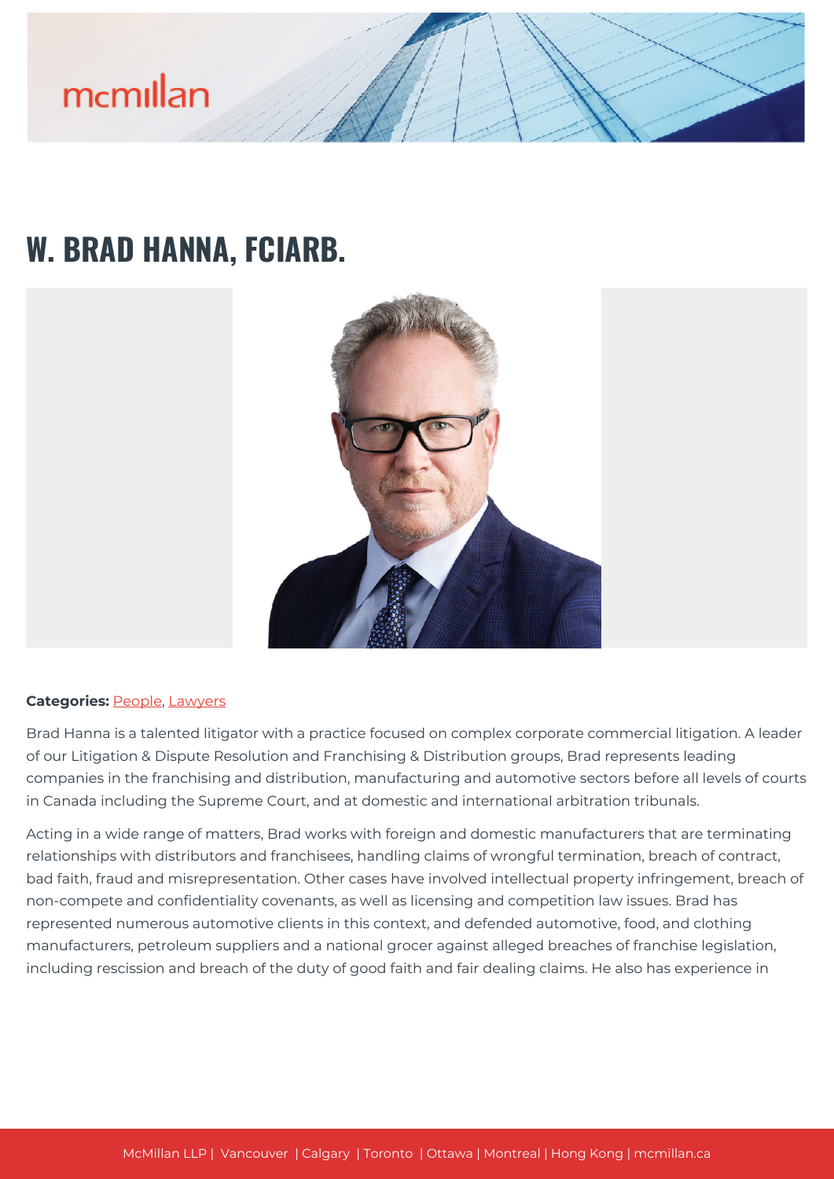# W. BRAD HANNA, FCIARB.

**Categories:** People, Lawyers

Brad Hanna is a talented litigator with a practice focused on complex corporate commercial litigation. A leader of our Litigation & Dispute Resolution and Franchising & Distribution groups, Brad represents leading companies in the franchising and distribution, manufacturing and automotive sectors before all levels of courts in Canada including the Supreme Court, and at domestic and international arbitration tribunals.

Acting in a wide range of matters, Brad works with foreign and domestic manufacturers that are terminating relationships with distributors and franchisees, handling claims of wrongful termination, breach of contract, bad faith, fraud and misrepresentation. Other cases have involved intellectual property infringement, breach of non-compete and confidentiality covenants, as well as licensing and competition law issues. Brad has represented numerous automotive clients in this context, and defended automotive, food, and clothing manufacturers, petroleum suppliers and a national grocer against alleged breaches of franchise legislation, including rescission and breach of the duty of good faith and fair dealing claims. He also has experience in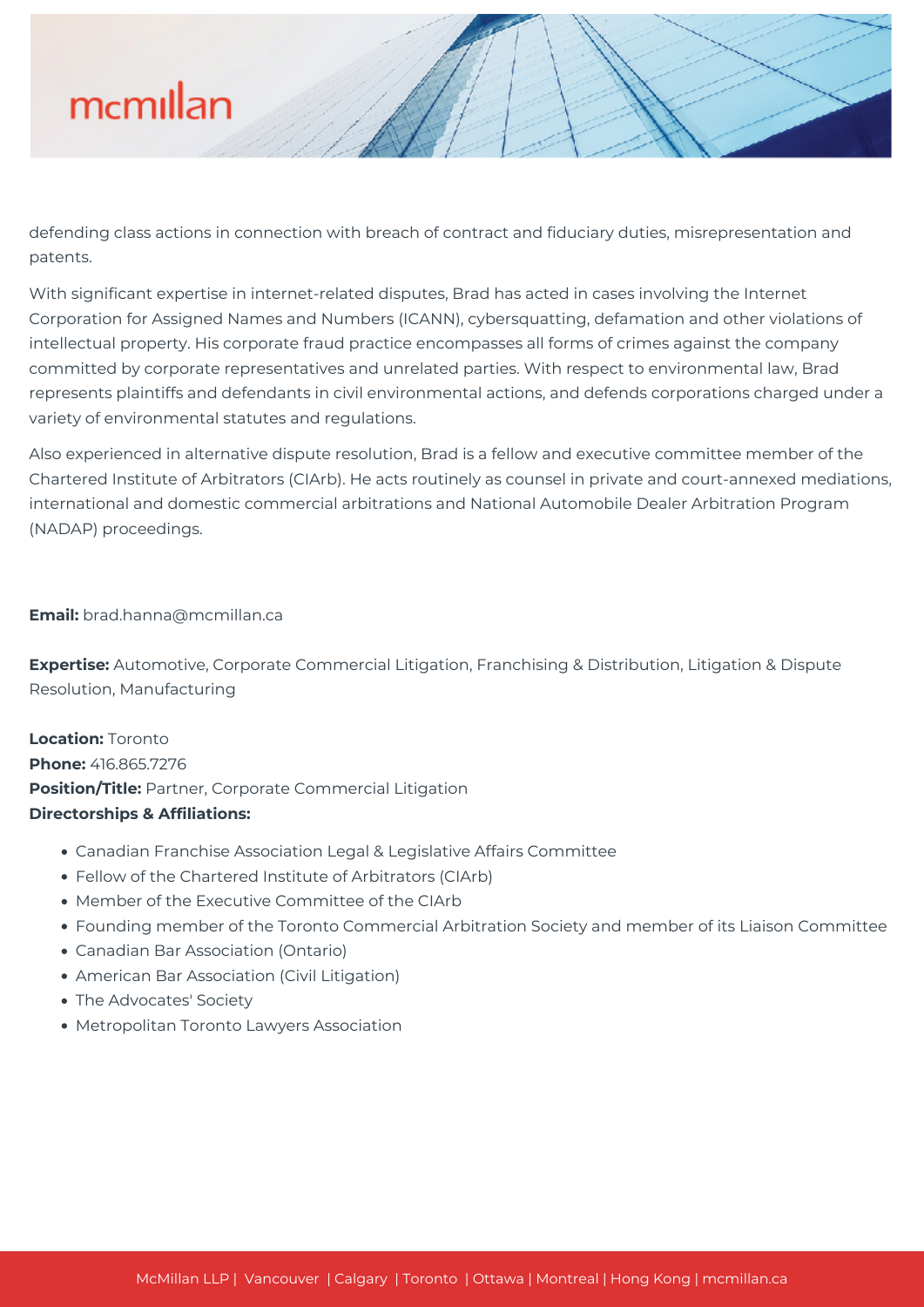defending class actions in connection with breach of contract and fiduciary duties, misrepresentation and patents.

With significant expertise in internet-related disputes, Brad has acted in cases involving the Internet Corporation for Assigned Names and Numbers (ICANN), cybersquatting, defamation and other violations of intellectual property. His corporate fraud practice encompasses all forms of crimes against the company committed by corporate representatives and unrelated parties. With respect to environmental law, Brad represents plaintiffs and defendants in civil environmental actions, and defends corporations charged under a variety of environmental statutes and regulations.

Also experienced in alternative dispute resolution, Brad is a fellow and executive committee member of the Chartered Institute of Arbitrators (CIArb). He acts routinely as counsel in private and court-annexed mediations, international and domestic commercial arbitrations and National Automobile Dealer Arbitration Program (NADAP) proceedings.

**Email:** brad.hanna@mcmillan.ca

**Expertise:** Automotive, Corporate Commercial Litigation, Franchising & Distribution, Litigation & Dispute Resolution, Manufacturing

**Location:** Toronto
**Phone:** 416.865.7276
**Position/Title:** Partner, Corporate Commercial Litigation
**Directorships & Affiliations:**

- Canadian Franchise Association Legal & Legislative Affairs Committee
- Fellow of the Chartered Institute of Arbitrators (CIArb)
- Member of the Executive Committee of the CIArb
- Founding member of the Toronto Commercial Arbitration Society and member of its Liaison Committee
- Canadian Bar Association (Ontario)
- American Bar Association (Civil Litigation)
- The Advocates' Society
- Metropolitan Toronto Lawyers Association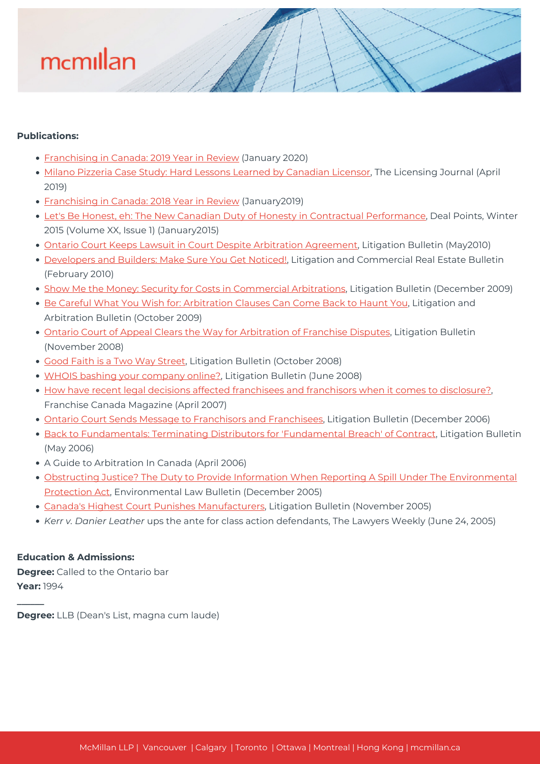**Publications:**

- Franchising in Canada: 2019 Year in Review (January 2020)
- Milano Pizzeria Case Study: Hard Lessons Learned by Canadian Licensor, The Licensing Journal (April 2019)
- Franchising in Canada: 2018 Year in Review (January2019)
- Let's Be Honest, eh: The New Canadian Duty of Honesty in Contractual Performance, Deal Points, Winter 2015 (Volume XX, Issue 1) (January2015)
- Ontario Court Keeps Lawsuit in Court Despite Arbitration Agreement, Litigation Bulletin (May2010)
- Developers and Builders: Make Sure You Get Noticed!, Litigation and Commercial Real Estate Bulletin (February 2010)
- Show Me the Money: Security for Costs in Commercial Arbitrations, Litigation Bulletin (December 2009)
- Be Careful What You Wish for: Arbitration Clauses Can Come Back to Haunt You, Litigation and Arbitration Bulletin (October 2009)
- Ontario Court of Appeal Clears the Way for Arbitration of Franchise Disputes, Litigation Bulletin (November 2008)
- Good Faith is a Two Way Street, Litigation Bulletin (October 2008)
- WHOIS bashing your company online?, Litigation Bulletin (June 2008)
- How have recent legal decisions affected franchisees and franchisors when it comes to disclosure?, Franchise Canada Magazine (April 2007)
- Ontario Court Sends Message to Franchisors and Franchisees, Litigation Bulletin (December 2006)
- Back to Fundamentals: Terminating Distributors for 'Fundamental Breach' of Contract, Litigation Bulletin (May 2006)
- A Guide to Arbitration In Canada (April 2006)
- Obstructing Justice? The Duty to Provide Information When Reporting A Spill Under The Environmental Protection Act, Environmental Law Bulletin (December 2005)
- Canada's Highest Court Punishes Manufacturers, Litigation Bulletin (November 2005)
- *Kerr v. Danier Leather* ups the ante for class action defendants, The Lawyers Weekly (June 24, 2005)

**Education & Admissions:**

**Degree:** Called to the Ontario bar
**Year:** 1994

---

**Degree:** LLB (Dean's List, magna cum laude)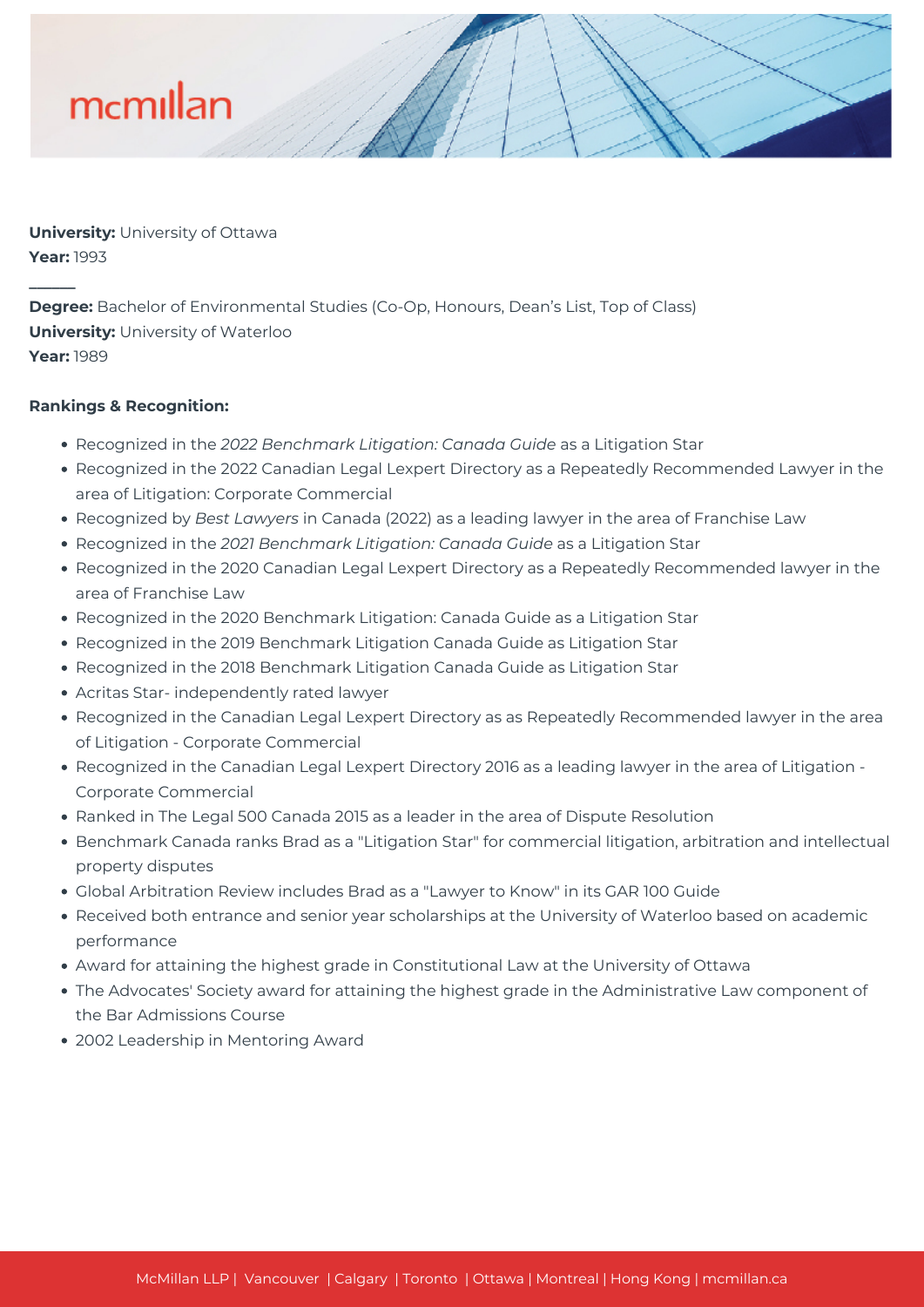**University:** University of Ottawa
**Year:** 1993

---

**Degree:** Bachelor of Environmental Studies (Co-Op, Honours, Dean's List, Top of Class)
**University:** University of Waterloo
**Year:** 1989

**Rankings & Recognition:**

- Recognized in the *2022 Benchmark Litigation: Canada Guide* as a Litigation Star
- Recognized in the 2022 Canadian Legal Lexpert Directory as a Repeatedly Recommended Lawyer in the area of Litigation: Corporate Commercial
- Recognized by *Best Lawyers* in Canada (2022) as a leading lawyer in the area of Franchise Law
- Recognized in the *2021 Benchmark Litigation: Canada Guide* as a Litigation Star
- Recognized in the 2020 Canadian Legal Lexpert Directory as a Repeatedly Recommended lawyer in the area of Franchise Law
- Recognized in the 2020 Benchmark Litigation: Canada Guide as a Litigation Star
- Recognized in the 2019 Benchmark Litigation Canada Guide as Litigation Star
- Recognized in the 2018 Benchmark Litigation Canada Guide as Litigation Star
- Acritas Star- independently rated lawyer
- Recognized in the Canadian Legal Lexpert Directory as as Repeatedly Recommended lawyer in the area of Litigation - Corporate Commercial
- Recognized in the Canadian Legal Lexpert Directory 2016 as a leading lawyer in the area of Litigation - Corporate Commercial
- Ranked in The Legal 500 Canada 2015 as a leader in the area of Dispute Resolution
- Benchmark Canada ranks Brad as a "Litigation Star" for commercial litigation, arbitration and intellectual property disputes
- Global Arbitration Review includes Brad as a "Lawyer to Know" in its GAR 100 Guide
- Received both entrance and senior year scholarships at the University of Waterloo based on academic performance
- Award for attaining the highest grade in Constitutional Law at the University of Ottawa
- The Advocates' Society award for attaining the highest grade in the Administrative Law component of the Bar Admissions Course
- 2002 Leadership in Mentoring Award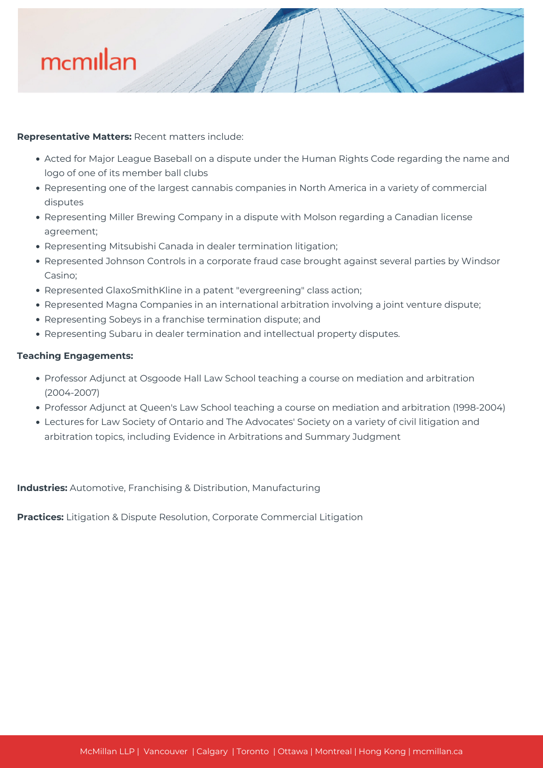**Representative Matters:** Recent matters include:

- Acted for Major League Baseball on a dispute under the Human Rights Code regarding the name and logo of one of its member ball clubs
- Representing one of the largest cannabis companies in North America in a variety of commercial disputes
- Representing Miller Brewing Company in a dispute with Molson regarding a Canadian license agreement;
- Representing Mitsubishi Canada in dealer termination litigation;
- Represented Johnson Controls in a corporate fraud case brought against several parties by Windsor Casino;
- Represented GlaxoSmithKline in a patent "evergreening" class action;
- Represented Magna Companies in an international arbitration involving a joint venture dispute;
- Representing Sobeys in a franchise termination dispute; and
- Representing Subaru in dealer termination and intellectual property disputes.

**Teaching Engagements:**

- Professor Adjunct at Osgoode Hall Law School teaching a course on mediation and arbitration (2004-2007)
- Professor Adjunct at Queen's Law School teaching a course on mediation and arbitration (1998-2004)
- Lectures for Law Society of Ontario and The Advocates' Society on a variety of civil litigation and arbitration topics, including Evidence in Arbitrations and Summary Judgment

**Industries:** Automotive, Franchising & Distribution, Manufacturing

**Practices:** Litigation & Dispute Resolution, Corporate Commercial Litigation